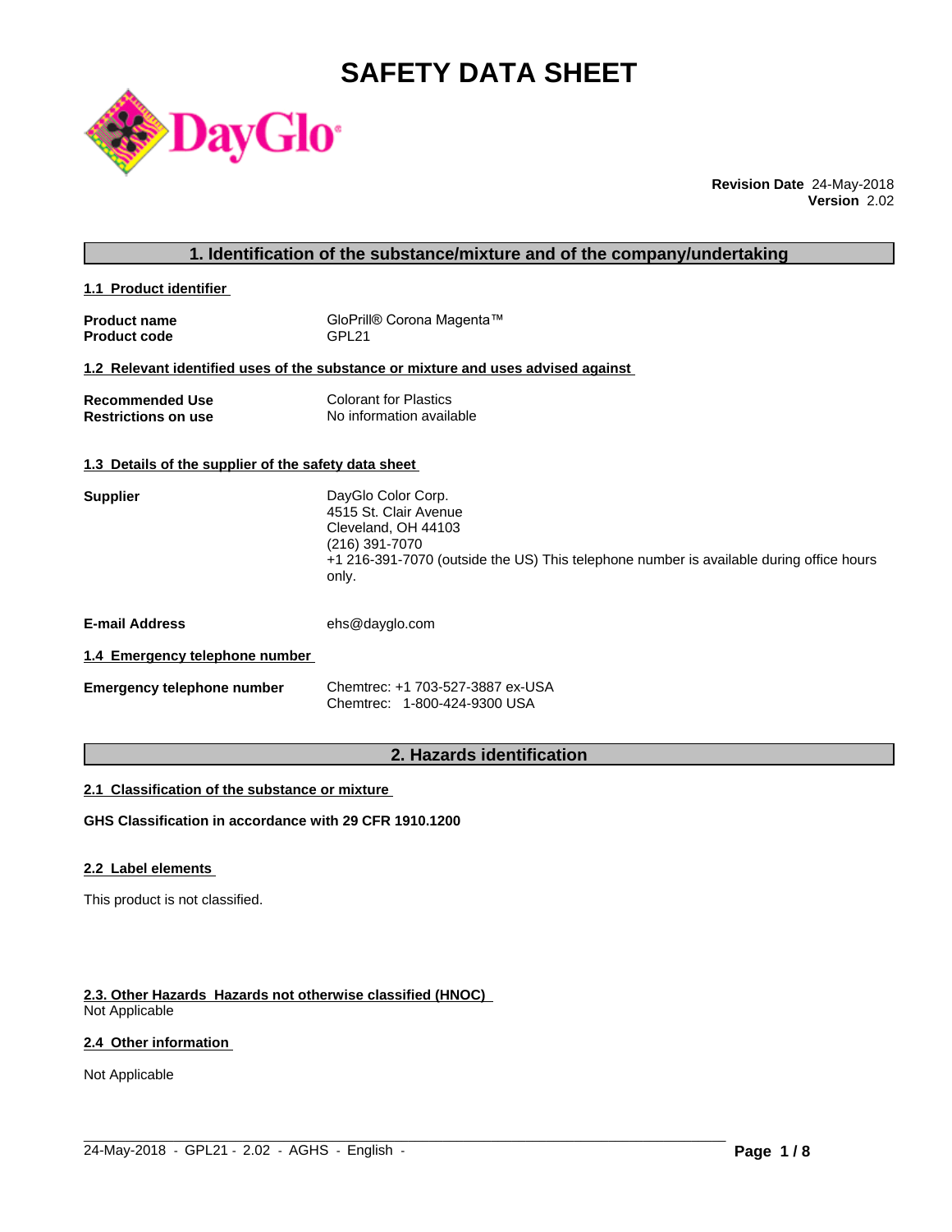# SAFETY DATA SHEET

**Revision Date** 24-May-2018
**Version** 2.02

## 1. Identification of the substance/mixture and of the company/undertaking

### 1.1 Product identifier

| | |
|---|---|
| **Product name** | GloPrill® Corona Magenta™ |
| **Product code** | GPL21 |

### 1.2 Relevant identified uses of the substance or mixture and uses advised against

| | |
|---|---|
| **Recommended Use** | Colorant for Plastics |
| **Restrictions on use** | No information available |

### 1.3 Details of the supplier of the safety data sheet

**Supplier**

DayGlo Color Corp.
4515 St. Clair Avenue
Cleveland, OH 44103
(216) 391-7070
+1 216-391-7070 (outside the US) This telephone number is available during office hours only.

**E-mail Address** ehs@dayglo.com

### 1.4 Emergency telephone number

**Emergency telephone number**
Chemtrec: +1 703-527-3887 ex-USA
Chemtrec: 1-800-424-9300 USA

## 2. Hazards identification

### 2.1 Classification of the substance or mixture

**GHS Classification in accordance with 29 CFR 1910.1200**

### 2.2 Label elements

This product is not classified.

### 2.3. Other Hazards Hazards not otherwise classified (HNOC)

Not Applicable

### 2.4 Other information

Not Applicable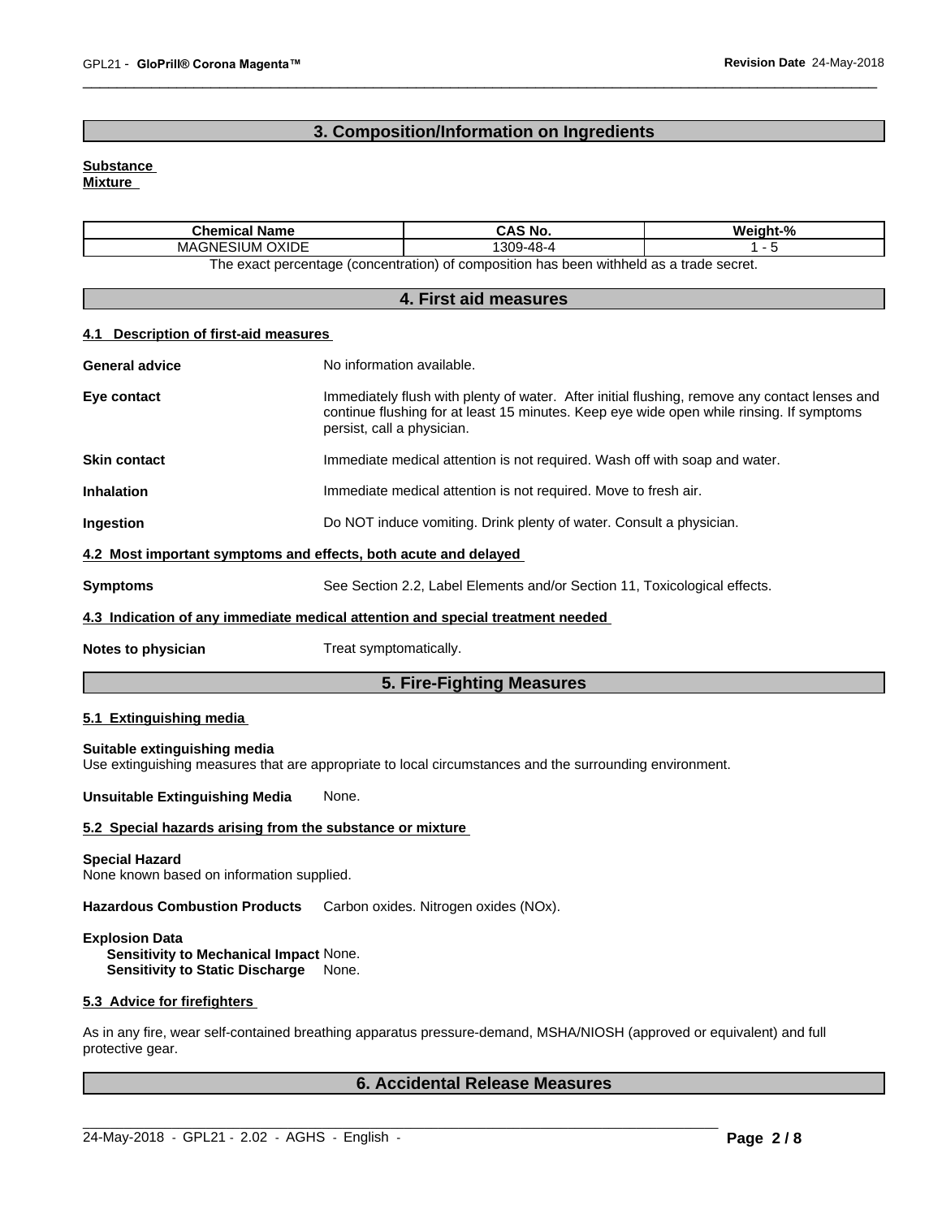## 3. Composition/Information on Ingredients

**Substance**
**Mixture**

| Chemical Name | CAS No. | Weight-% |
|---|---|---|
| MAGNESIUM OXIDE | 1309-48-4 | 1 - 5 |

The exact percentage (concentration) of composition has been withheld as a trade secret.

## 4. First aid measures

### 4.1 Description of first-aid measures

**General advice** No information available.

**Eye contact** Immediately flush with plenty of water. After initial flushing, remove any contact lenses and continue flushing for at least 15 minutes. Keep eye wide open while rinsing. If symptoms persist, call a physician.

**Skin contact** Immediate medical attention is not required. Wash off with soap and water.

**Inhalation** Immediate medical attention is not required. Move to fresh air.

**Ingestion** Do NOT induce vomiting. Drink plenty of water. Consult a physician.

### 4.2 Most important symptoms and effects, both acute and delayed

**Symptoms** See Section 2.2, Label Elements and/or Section 11, Toxicological effects.

### 4.3 Indication of any immediate medical attention and special treatment needed

**Notes to physician** Treat symptomatically.

## 5. Fire-Fighting Measures

### 5.1 Extinguishing media

**Suitable extinguishing media**
Use extinguishing measures that are appropriate to local circumstances and the surrounding environment.

**Unsuitable Extinguishing Media** None.

### 5.2 Special hazards arising from the substance or mixture

**Special Hazard**
None known based on information supplied.

**Hazardous Combustion Products** Carbon oxides. Nitrogen oxides (NOx).

**Explosion Data**
**Sensitivity to Mechanical Impact** None.
**Sensitivity to Static Discharge** None.

### 5.3 Advice for firefighters

As in any fire, wear self-contained breathing apparatus pressure-demand, MSHA/NIOSH (approved or equivalent) and full protective gear.

## 6. Accidental Release Measures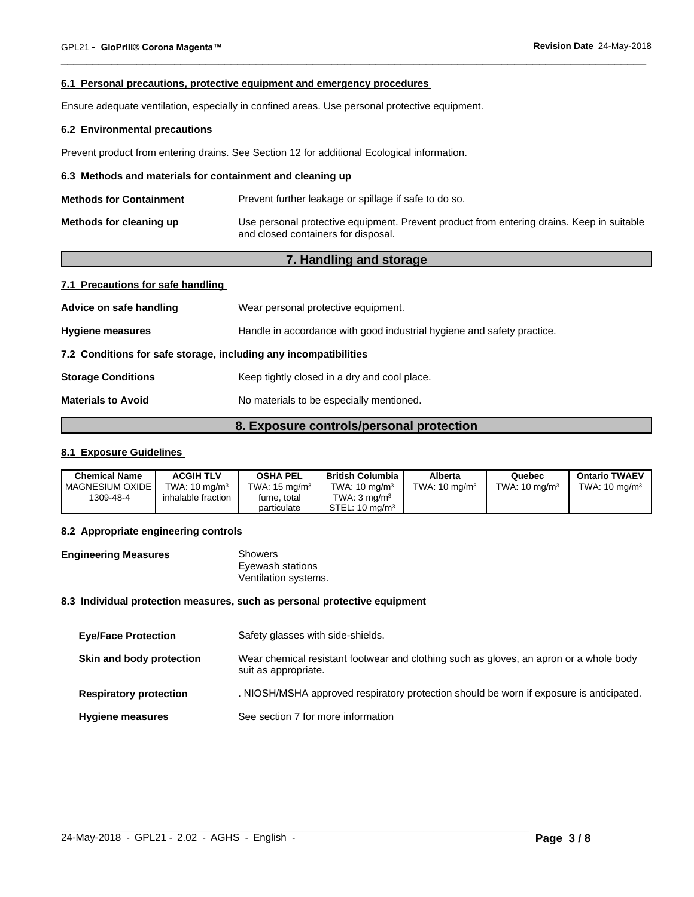#### 6.1 Personal precautions, protective equipment and emergency procedures

Ensure adequate ventilation, especially in confined areas. Use personal protective equipment.

#### 6.2 Environmental precautions

Prevent product from entering drains. See Section 12 for additional Ecological information.

#### 6.3 Methods and materials for containment and cleaning up

**Methods for Containment** Prevent further leakage or spillage if safe to do so.

**Methods for cleaning up** Use personal protective equipment. Prevent product from entering drains. Keep in suitable and closed containers for disposal.

## 7. Handling and storage

#### 7.1 Precautions for safe handling

**Advice on safe handling** Wear personal protective equipment.

**Hygiene measures** Handle in accordance with good industrial hygiene and safety practice.

#### 7.2 Conditions for safe storage, including any incompatibilities

**Storage Conditions** Keep tightly closed in a dry and cool place.

**Materials to Avoid** No materials to be especially mentioned.

## 8. Exposure controls/personal protection

#### 8.1 Exposure Guidelines

| Chemical Name | ACGIH TLV | OSHA PEL | British Columbia | Alberta | Quebec | Ontario TWAEV |
|---|---|---|---|---|---|---|
| MAGNESIUM OXIDE 1309-48-4 | TWA: 10 mg/m$^3$ inhalable fraction | TWA: 15 mg/m$^3$ fume, total particulate | TWA: 10 mg/m$^3$ TWA: 3 mg/m$^3$ STEL: 10 mg/m$^3$ | TWA: 10 mg/m$^3$ | TWA: 10 mg/m$^3$ | TWA: 10 mg/m$^3$ |

#### 8.2 Appropriate engineering controls

**Engineering Measures** Showers
Eyewash stations
Ventilation systems.

#### 8.3 Individual protection measures, such as personal protective equipment

**Eye/Face Protection** Safety glasses with side-shields.

**Skin and body protection** Wear chemical resistant footwear and clothing such as gloves, an apron or a whole body suit as appropriate.

**Respiratory protection** . NIOSH/MSHA approved respiratory protection should be worn if exposure is anticipated.

**Hygiene measures** See section 7 for more information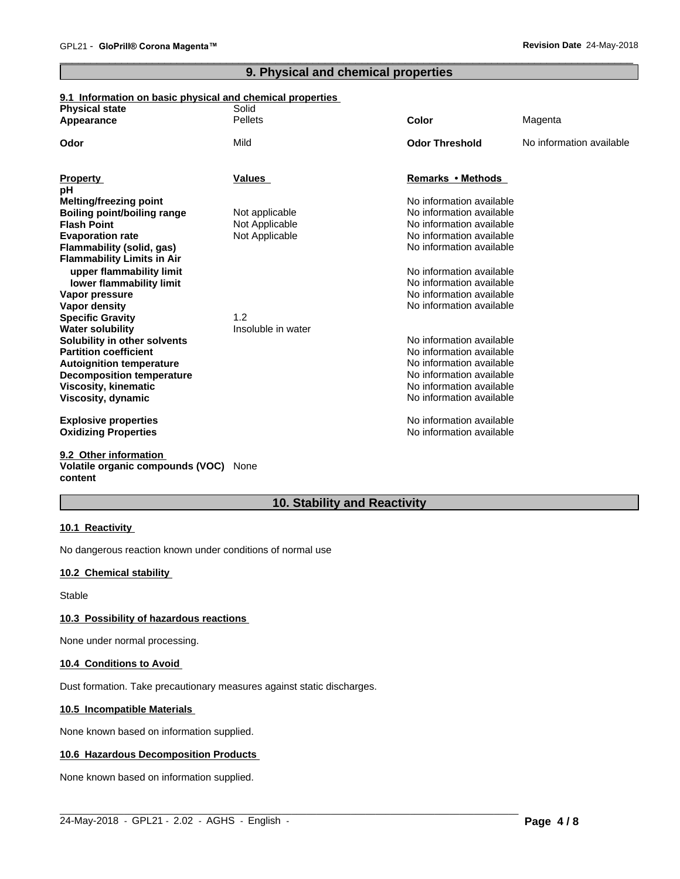## 9. Physical and chemical properties

### 9.1 Information on basic physical and chemical properties

| | | | |
|---|---|---|---|
| **Physical state** | Solid | | |
| **Appearance** | Pellets | **Color** | Magenta |
| **Odor** | Mild | **Odor Threshold** | No information available |

| **Property** | **Values** | **Remarks • Methods** |
|---|---|---|
| **pH** | | |
| **Melting/freezing point** | | No information available |
| **Boiling point/boiling range** | Not applicable | No information available |
| **Flash Point** | Not Applicable | No information available |
| **Evaporation rate** | Not Applicable | No information available |
| **Flammability (solid, gas)** | | No information available |
| **Flammability Limits in Air** | | |
| **upper flammability limit** | | No information available |
| **lower flammability limit** | | No information available |
| **Vapor pressure** | | No information available |
| **Vapor density** | | No information available |
| **Specific Gravity** | 1.2 | |
| **Water solubility** | Insoluble in water | |
| **Solubility in other solvents** | | No information available |
| **Partition coefficient** | | No information available |
| **Autoignition temperature** | | No information available |
| **Decomposition temperature** | | No information available |
| **Viscosity, kinematic** | | No information available |
| **Viscosity, dynamic** | | No information available |
| **Explosive properties** | | No information available |
| **Oxidizing Properties** | | No information available |

### 9.2 Other information

**Volatile organic compounds (VOC) content** None

## 10. Stability and Reactivity

### 10.1 Reactivity

No dangerous reaction known under conditions of normal use

### 10.2 Chemical stability

Stable

### 10.3 Possibility of hazardous reactions

None under normal processing.

### 10.4 Conditions to Avoid

Dust formation. Take precautionary measures against static discharges.

### 10.5 Incompatible Materials

None known based on information supplied.

### 10.6 Hazardous Decomposition Products

None known based on information supplied.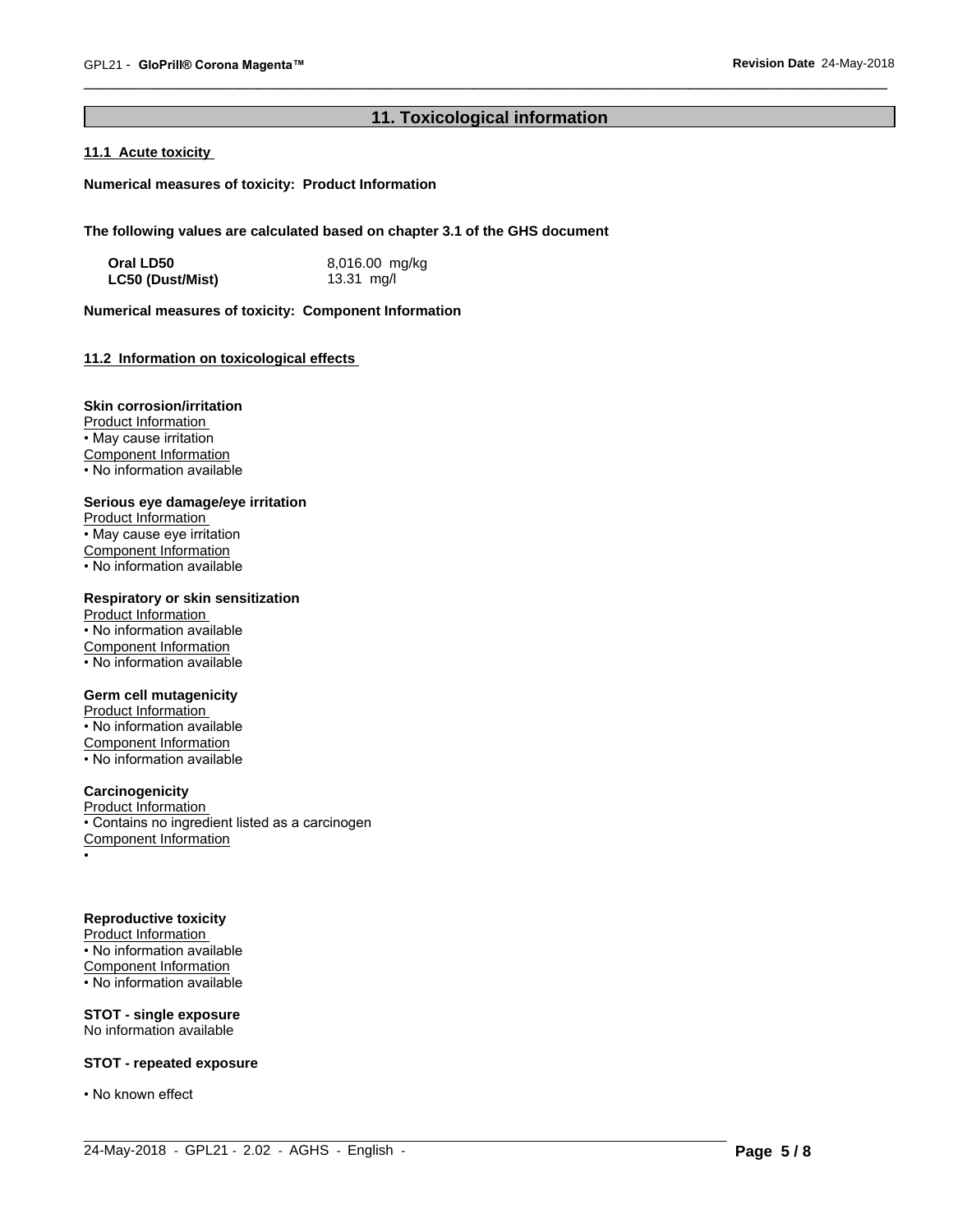## 11. Toxicological information

### 11.1 Acute toxicity

**Numerical measures of toxicity: Product Information**

**The following values are calculated based on chapter 3.1 of the GHS document**

| | |
|---|---|
| **Oral LD50** | 8,016.00 mg/kg |
| **LC50 (Dust/Mist)** | 13.31 mg/l |

**Numerical measures of toxicity: Component Information**

### 11.2 Information on toxicological effects

**Skin corrosion/irritation**

Product Information
- May cause irritation

Component Information
- No information available

**Serious eye damage/eye irritation**

Product Information
- May cause eye irritation

Component Information
- No information available

**Respiratory or skin sensitization**

Product Information
- No information available

Component Information
- No information available

**Germ cell mutagenicity**

Product Information
- No information available

Component Information
- No information available

**Carcinogenicity**

Product Information
- Contains no ingredient listed as a carcinogen

Component Information
- 

**Reproductive toxicity**

Product Information
- No information available

Component Information
- No information available

**STOT - single exposure**

No information available

**STOT - repeated exposure**

- No known effect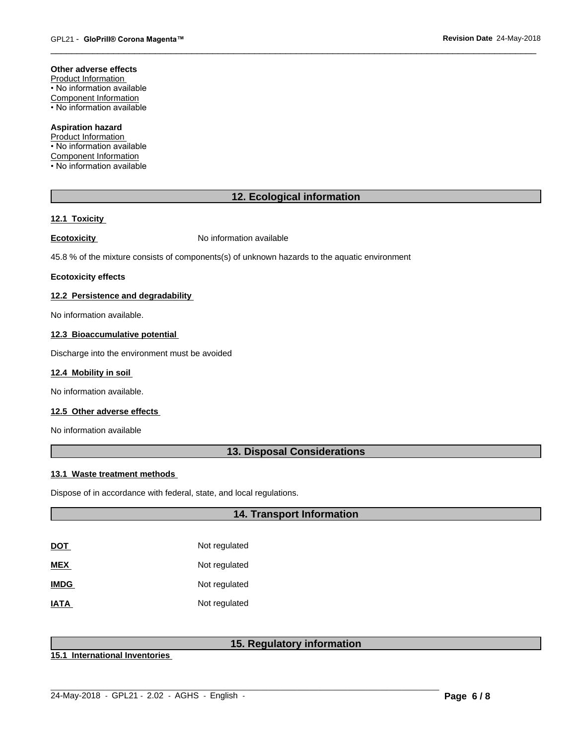**Other adverse effects**

Product Information

• No information available

Component Information

• No information available

**Aspiration hazard**

Product Information

• No information available

Component Information

• No information available

## 12. Ecological information

### 12.1 Toxicity

**Ecotoxicity** No information available

45.8 % of the mixture consists of components(s) of unknown hazards to the aquatic environment

**Ecotoxicity effects**

### 12.2 Persistence and degradability

No information available.

### 12.3 Bioaccumulative potential

Discharge into the environment must be avoided

### 12.4 Mobility in soil

No information available.

### 12.5 Other adverse effects

No information available

## 13. Disposal Considerations

### 13.1 Waste treatment methods

Dispose of in accordance with federal, state, and local regulations.

## 14. Transport Information

| | |
|---|---|
| **DOT** | Not regulated |
| **MEX** | Not regulated |
| **IMDG** | Not regulated |
| **IATA** | Not regulated |

## 15. Regulatory information

### 15.1 International Inventories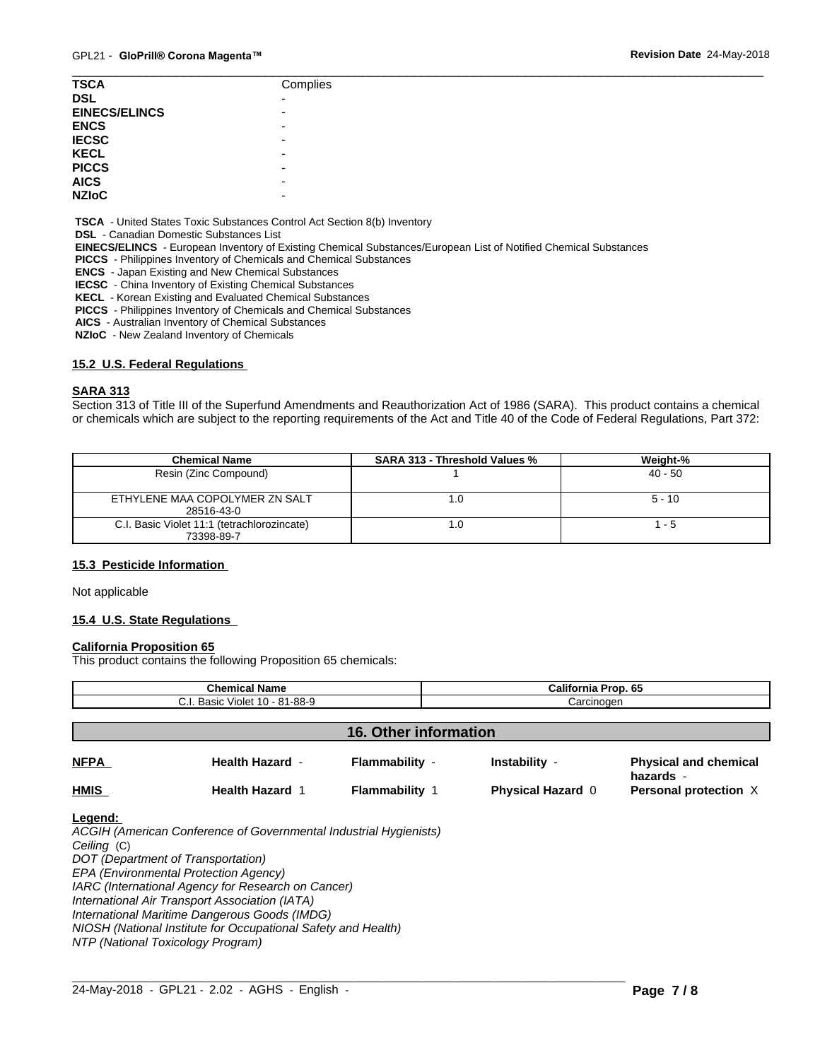| | |
|---|---|
| **TSCA** | Complies |
| **DSL** | - |
| **EINECS/ELINCS** | - |
| **ENCS** | - |
| **IECSC** | - |
| **KECL** | - |
| **PICCS** | - |
| **AICS** | - |
| **NZIoC** | - |

**TSCA** - United States Toxic Substances Control Act Section 8(b) Inventory
**DSL** - Canadian Domestic Substances List
**EINECS/ELINCS** - European Inventory of Existing Chemical Substances/European List of Notified Chemical Substances
**PICCS** - Philippines Inventory of Chemicals and Chemical Substances
**ENCS** - Japan Existing and New Chemical Substances
**IECSC** - China Inventory of Existing Chemical Substances
**KECL** - Korean Existing and Evaluated Chemical Substances
**PICCS** - Philippines Inventory of Chemicals and Chemical Substances
**AICS** - Australian Inventory of Chemical Substances
**NZIoC** - New Zealand Inventory of Chemicals

### 15.2 U.S. Federal Regulations

**SARA 313**
Section 313 of Title III of the Superfund Amendments and Reauthorization Act of 1986 (SARA). This product contains a chemical or chemicals which are subject to the reporting requirements of the Act and Title 40 of the Code of Federal Regulations, Part 372:

| Chemical Name | SARA 313 - Threshold Values % | Weight-% |
|---|---|---|
| Resin (Zinc Compound) | 1 | 40 - 50 |
| ETHYLENE MAA COPOLYMER ZN SALT 28516-43-0 | 1.0 | 5 - 10 |
| C.I. Basic Violet 11:1 (tetrachlorozincate) 73398-89-7 | 1.0 | 1 - 5 |

### 15.3 Pesticide Information

Not applicable

### 15.4 U.S. State Regulations

**California Proposition 65**
This product contains the following Proposition 65 chemicals:

| Chemical Name | California Prop. 65 |
|---|---|
| C.I. Basic Violet 10 - 81-88-9 | Carcinogen |

## 16. Other information

| | | | | |
|---|---|---|---|---|
| **NFPA** | **Health Hazard** - | **Flammability** - | **Instability** - | **Physical and chemical hazards** - |
| **HMIS** | **Health Hazard** 1 | **Flammability** 1 | **Physical Hazard** 0 | **Personal protection** X |

**Legend:**
*ACGIH (American Conference of Governmental Industrial Hygienists)*
*Ceiling* (C)
*DOT (Department of Transportation)*
*EPA (Environmental Protection Agency)*
*IARC (International Agency for Research on Cancer)*
*International Air Transport Association (IATA)*
*International Maritime Dangerous Goods (IMDG)*
*NIOSH (National Institute for Occupational Safety and Health)*
*NTP (National Toxicology Program)*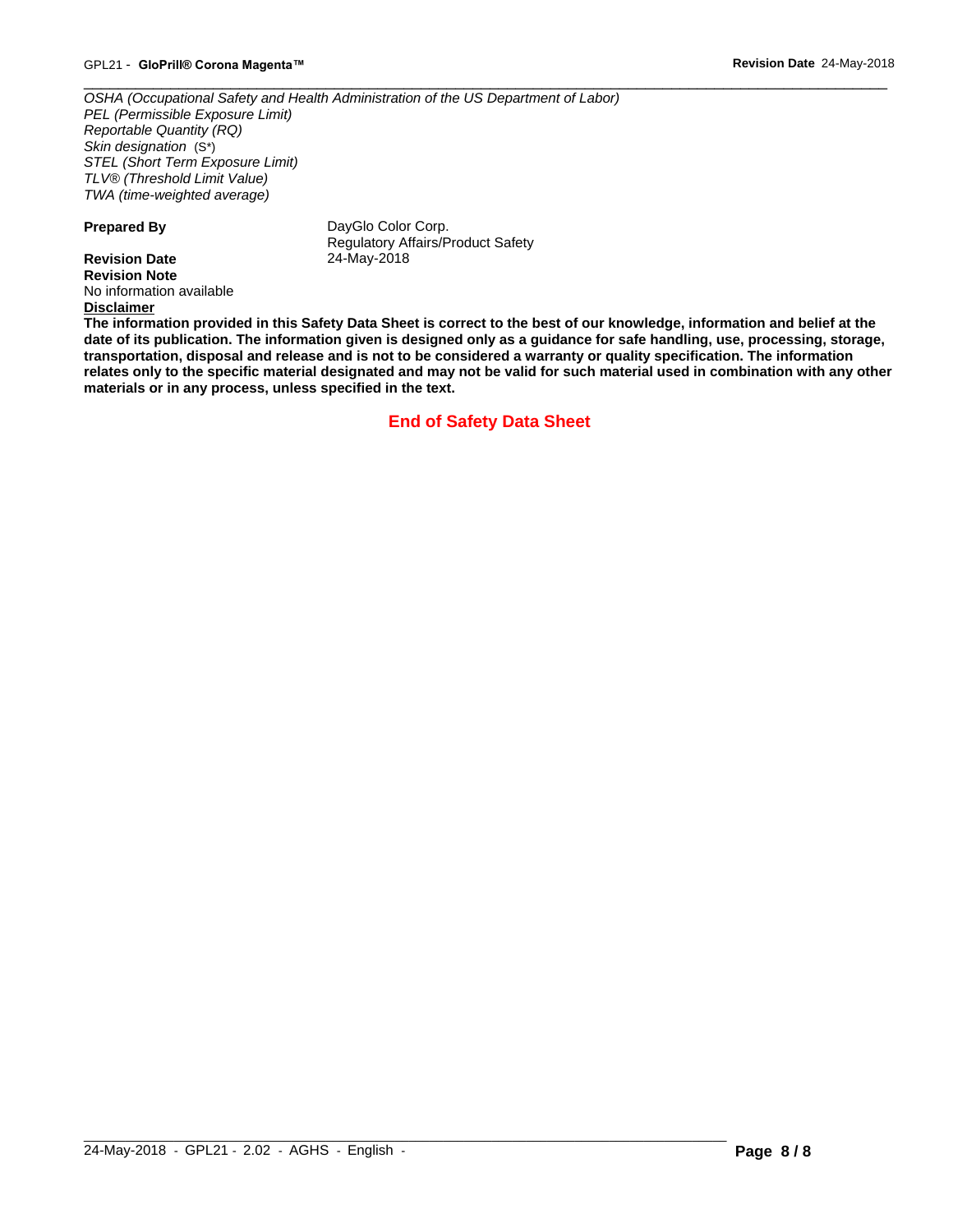*OSHA (Occupational Safety and Health Administration of the US Department of Labor)*
*PEL (Permissible Exposure Limit)*
*Reportable Quantity (RQ)*
*Skin designation* (S*)
*STEL (Short Term Exposure Limit)*
*TLV® (Threshold Limit Value)*
*TWA (time-weighted average)*

**Prepared By** DayGlo Color Corp.
Regulatory Affairs/Product Safety

**Revision Date** 24-May-2018

**Revision Note**
No information available

**Disclaimer**

**The information provided in this Safety Data Sheet is correct to the best of our knowledge, information and belief at the date of its publication. The information given is designed only as a guidance for safe handling, use, processing, storage, transportation, disposal and release and is not to be considered a warranty or quality specification. The information relates only to the specific material designated and may not be valid for such material used in combination with any other materials or in any process, unless specified in the text.**

**End of Safety Data Sheet**